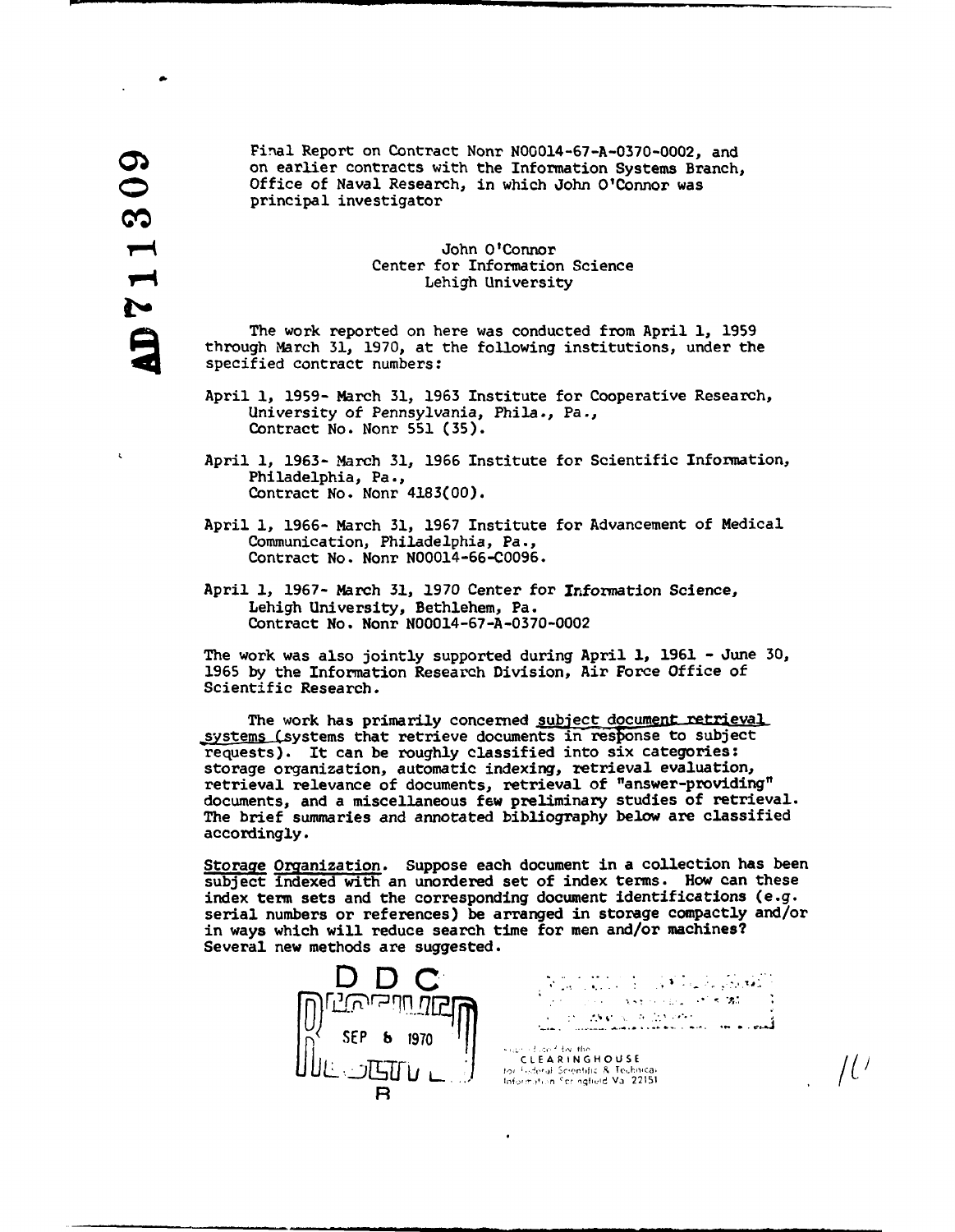Final Report on Contract Nonr N00014-67-A-0370-0002, and on earlier contracts with the Information Systems Branch, Office of Naval Research, in which John O'Connor was principal investigator

John O'Connor
Center for Information Science
Lehigh University

The work reported on here was conducted from April 1, 1959 through March 31, 1970, at the following institutions, under the specified contract numbers:

April 1, 1959- March 31, 1963 Institute for Cooperative Research, University of Pennsylvania, Phila., Pa., Contract No. Nonr 551 (35).

April 1, 1963- March 31, 1966 Institute for Scientific Information, Philadelphia, Pa., Contract No. Nonr 4183(00).

April 1, 1966- March 31, 1967 Institute for Advancement of Medical Communication, Philadelphia, Pa., Contract No. Nonr N00014-66-C0096.

April 1, 1967- March 31, 1970 Center for Information Science, Lehigh University, Bethlehem, Pa. Contract No. Nonr N00014-67-A-0370-0002

The work was also jointly supported during April 1, 1961 - June 30, 1965 by the Information Research Division, Air Force Office of Scientific Research.

The work has primarily concerned subject document retrieval systems (systems that retrieve documents in response to subject requests). It can be roughly classified into six categories: storage organization, automatic indexing, retrieval evaluation, retrieval relevance of documents, retrieval of "answer-providing" documents, and a miscellaneous few preliminary studies of retrieval. The brief summaries and annotated bibliography below are classified accordingly.

Storage Organization. Suppose each document in a collection has been subject indexed with an unordered set of index terms. How can these index term sets and the corresponding document identifications (e.g. serial numbers or references) be arranged in storage compactly and/or in ways which will reduce search time for men and/or machines? Several new methods are suggested.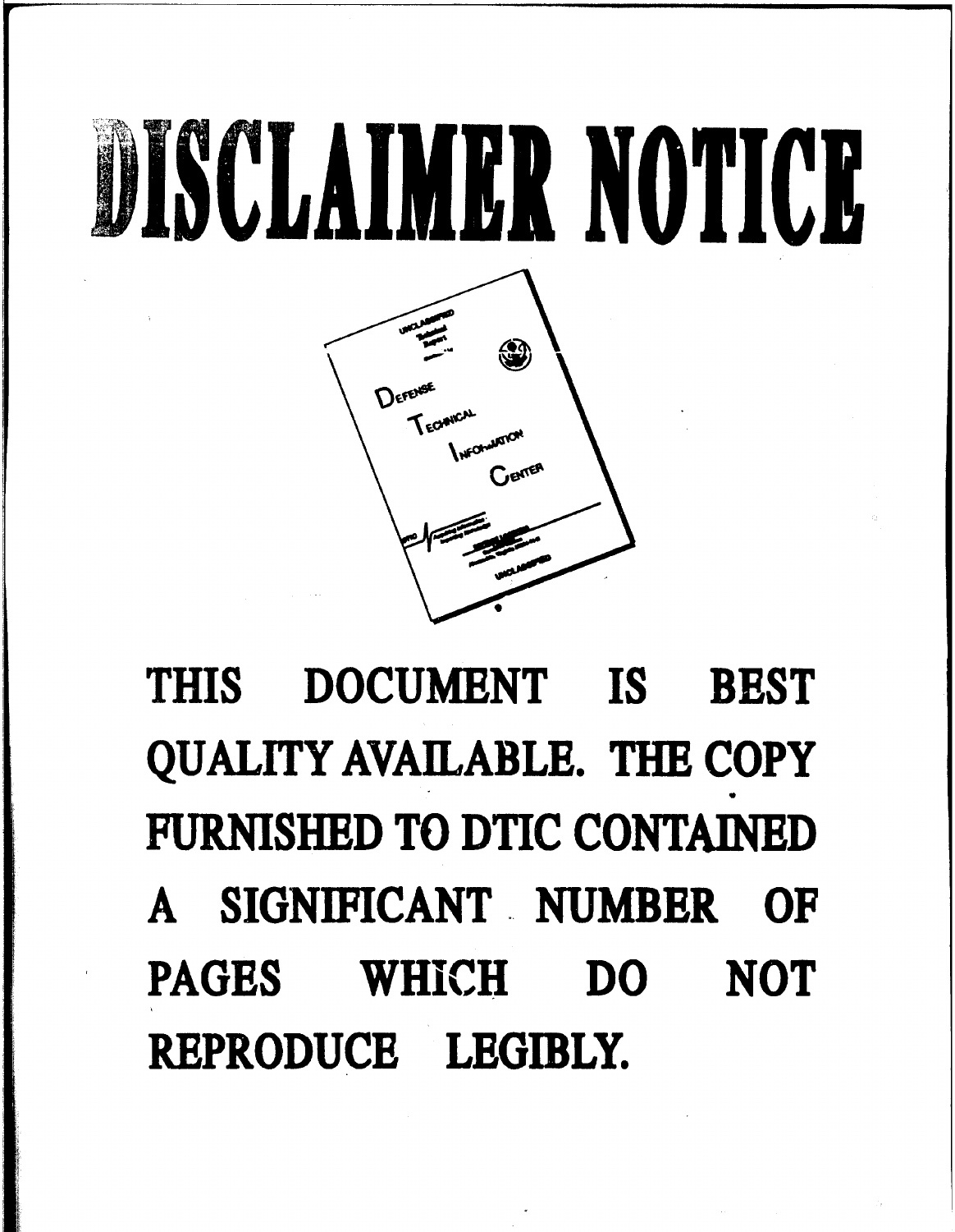# DISCLAIMER NOTICE

**THIS DOCUMENT IS BEST QUALITY AVAILABLE. THE COPY FURNISHED TO DTIC CONTAINED A SIGNIFICANT NUMBER OF PAGES WHICH DO NOT REPRODUCE LEGIBLY.**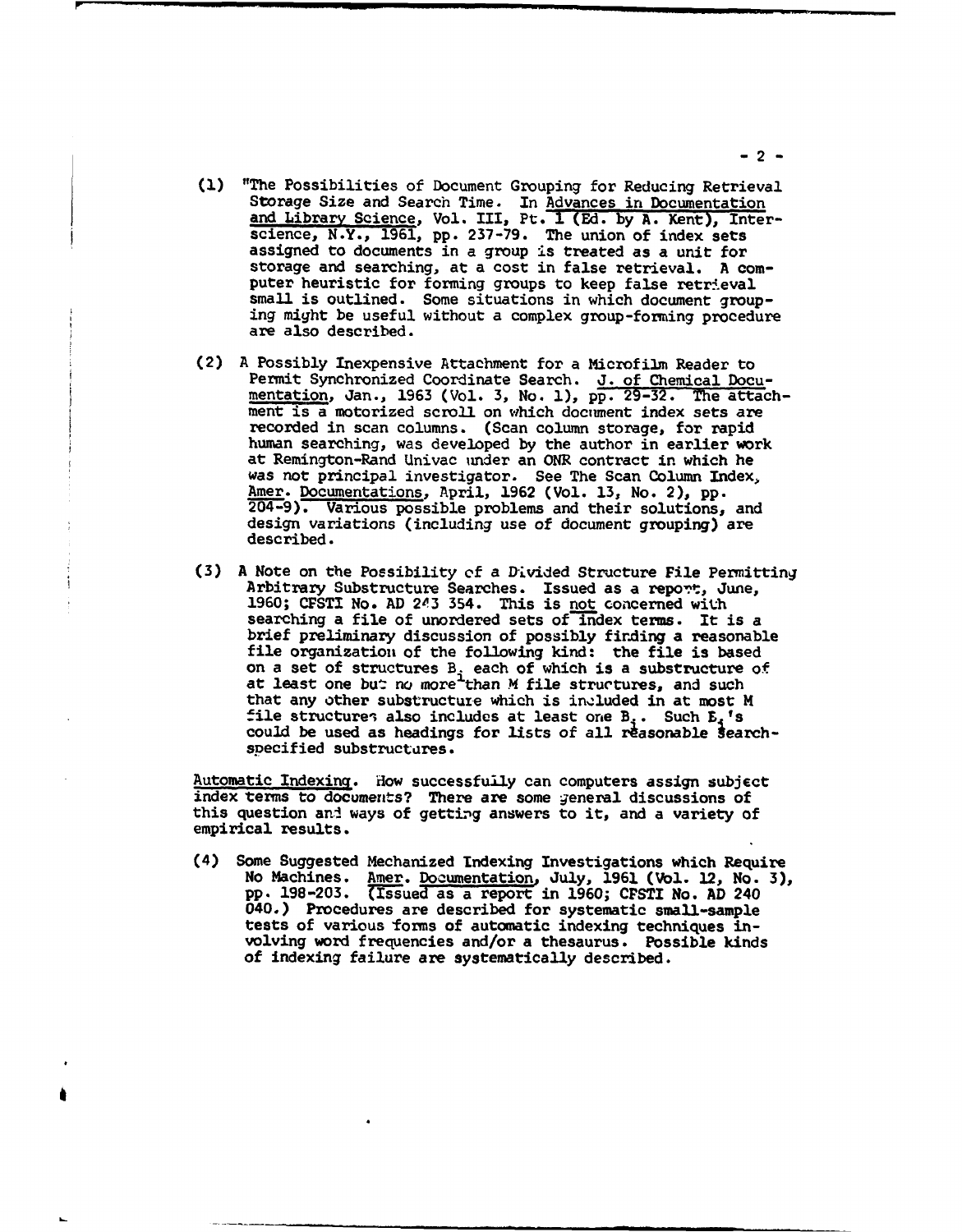(1) "The Possibilities of Document Grouping for Reducing Retrieval Storage Size and Search Time. In Advances in Documentation and Library Science, Vol. III, Pt. 1 (Ed. by A. Kent), Interscience, N.Y., 1961, pp. 237-79. The union of index sets assigned to documents in a group is treated as a unit for storage and searching, at a cost in false retrieval. A computer heuristic for forming groups to keep false retrieval small is outlined. Some situations in which document grouping might be useful without a complex group-forming procedure are also described.

(2) A Possibly Inexpensive Attachment for a Microfilm Reader to Permit Synchronized Coordinate Search. J. of Chemical Documentation, Jan., 1963 (Vol. 3, No. 1), pp. 29-32. The attachment is a motorized scroll on which document index sets are recorded in scan columns. (Scan column storage, for rapid human searching, was developed by the author in earlier work at Remington-Rand Univac under an ONR contract in which he was not principal investigator. See The Scan Column Index, Amer. Documentations, April, 1962 (Vol. 13, No. 2), pp. 204-9). Various possible problems and their solutions, and design variations (including use of document grouping) are described.

(3) A Note on the Possibility of a Divided Structure File Permitting Arbitrary Substructure Searches. Issued as a report, June, 1960; CFSTI No. AD 243 354. This is not concerned with searching a file of unordered sets of index terms. It is a brief preliminary discussion of possibly finding a reasonable file organization of the following kind: the file is based on a set of structures $B_i$ each of which is a substructure of at least one but no more than M file structures, and such that any other substructure which is included in at most M file structures also includes at least one $B_i$. Such $B_i$'s could be used as headings for lists of all reasonable search-specified substructures.

Automatic Indexing. How successfully can computers assign subject index terms to documents? There are some general discussions of this question and ways of getting answers to it, and a variety of empirical results.

(4) Some Suggested Mechanized Indexing Investigations which Require No Machines. Amer. Documentation, July, 1961 (Vol. 12, No. 3), pp. 198-203. (Issued as a report in 1960; CFSTI No. AD 240 040.) Procedures are described for systematic small-sample tests of various forms of automatic indexing techniques involving word frequencies and/or a thesaurus. Possible kinds of indexing failure are systematically described.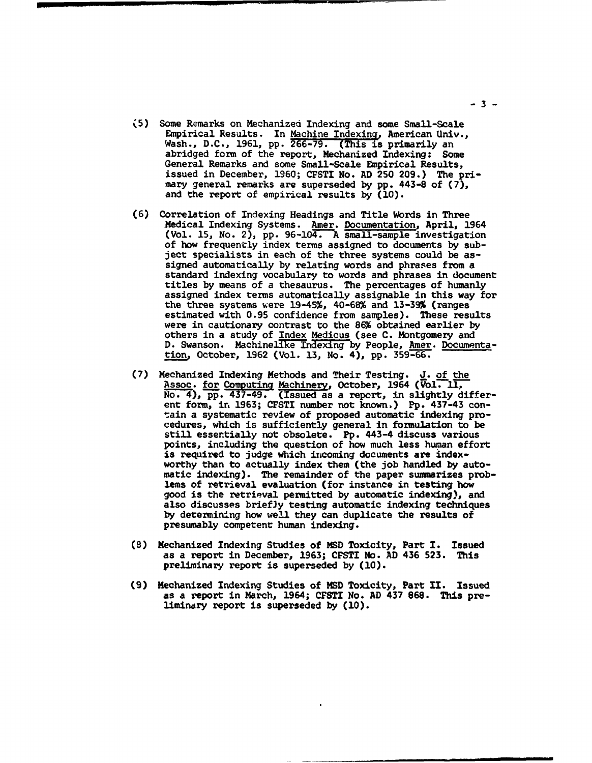(5) Some Remarks on Mechanized Indexing and some Small-Scale Empirical Results. In Machine Indexing, American Univ., Wash., D.C., 1961, pp. 266-79. (This is primarily an abridged form of the report, Mechanized Indexing: Some General Remarks and some Small-Scale Empirical Results, issued in December, 1960; CFSTI No. AD 250 209.) The primary general remarks are superseded by pp. 443-8 of (7), and the report of empirical results by (10).

(6) Correlation of Indexing Headings and Title Words in Three Medical Indexing Systems. Amer. Documentation, April, 1964 (Vol. 15, No. 2), pp. 96-104. A small-sample investigation of how frequently index terms assigned to documents by subject specialists in each of the three systems could be assigned automatically by relating words and phrases from a standard indexing vocabulary to words and phrases in document titles by means of a thesaurus. The percentages of humanly assigned index terms automatically assignable in this way for the three systems were 19-45%, 40-68% and 13-39% (ranges estimated with 0.95 confidence from samples). These results were in cautionary contrast to the 86% obtained earlier by others in a study of Index Medicus (see C. Montgomery and D. Swanson. Machinelike Indexing by People, Amer. Documentation, October, 1962 (Vol. 13, No. 4), pp. 359-66.

(7) Mechanized Indexing Methods and Their Testing. J. of the Assoc. for Computing Machinery, October, 1964 (Vol. 11, No. 4), pp. 437-49. (Issued as a report, in slightly different form, in 1963; CFSTI number not known.) Pp. 437-43 contain a systematic review of proposed automatic indexing procedures, which is sufficiently general in formulation to be still essentially not obsolete. Pp. 443-4 discuss various points, including the question of how much less human effort is required to judge which incoming documents are indexworthy than to actually index them (the job handled by automatic indexing). The remainder of the paper summarizes problems of retrieval evaluation (for instance in testing how good is the retrieval permitted by automatic indexing), and also discusses briefly testing automatic indexing techniques by determining how well they can duplicate the results of presumably competent human indexing.

(8) Mechanized Indexing Studies of MSD Toxicity, Part I. Issued as a report in December, 1963; CFSTI No. AD 436 523. This preliminary report is superseded by (10).

(9) Mechanized Indexing Studies of MSD Toxicity, Part II. Issued as a report in March, 1964; CFSTI No. AD 437 868. This preliminary report is superseded by (10).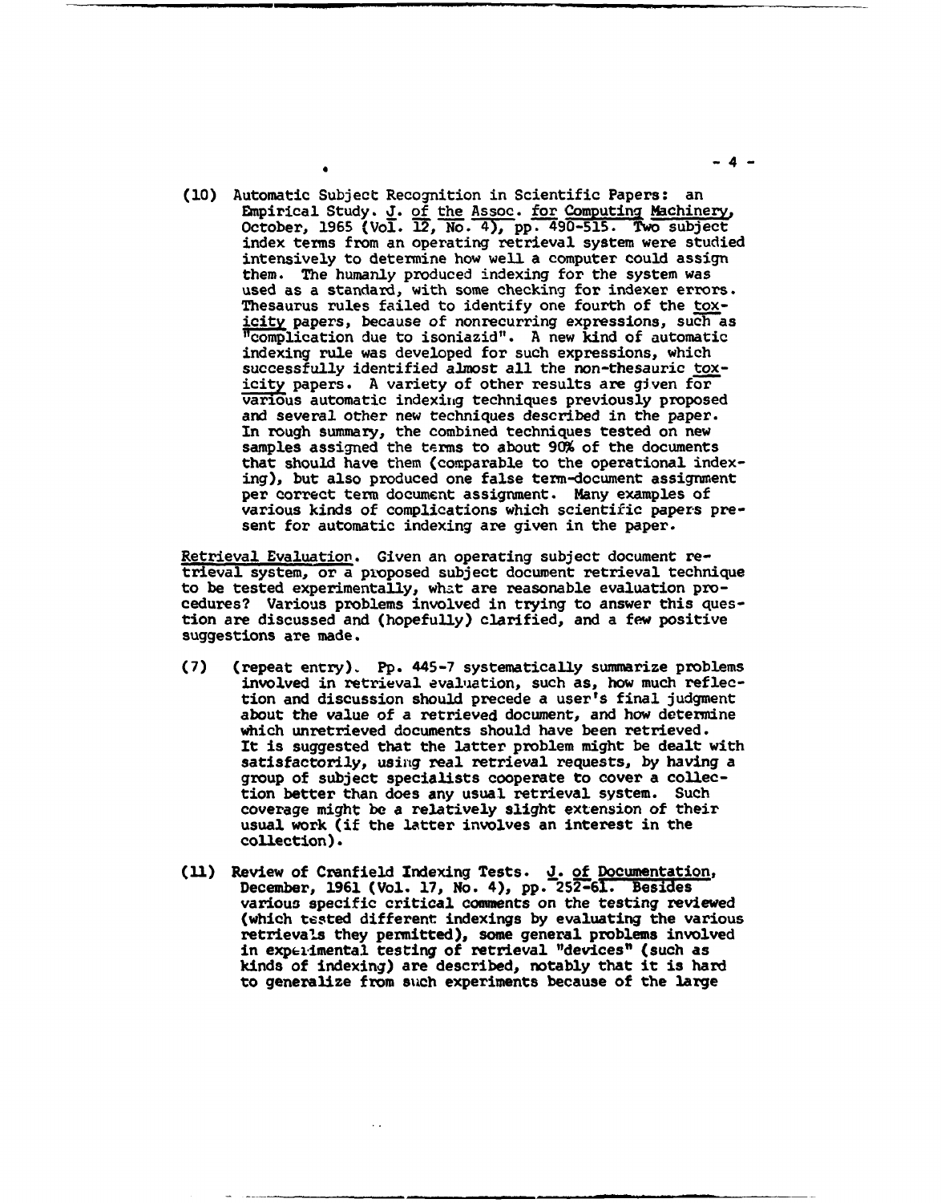(10) Automatic Subject Recognition in Scientific Papers: an Empirical Study. J. of the Assoc. for Computing Machinery, October, 1965 (Vol. 12, No. 4), pp. 490-515. Two subject index terms from an operating retrieval system were studied intensively to determine how well a computer could assign them. The humanly produced indexing for the system was used as a standard, with some checking for indexer errors. Thesaurus rules failed to identify one fourth of the toxicity papers, because of nonrecurring expressions, such as "complication due to isoniazid". A new kind of automatic indexing rule was developed for such expressions, which successfully identified almost all the non-thesauric toxicity papers. A variety of other results are given for various automatic indexing techniques previously proposed and several other new techniques described in the paper. In rough summary, the combined techniques tested on new samples assigned the terms to about 90% of the documents that should have them (comparable to the operational indexing), but also produced one false term-document assignment per correct term document assignment. Many examples of various kinds of complications which scientific papers present for automatic indexing are given in the paper.

Retrieval Evaluation. Given an operating subject document retrieval system, or a proposed subject document retrieval technique to be tested experimentally, what are reasonable evaluation procedures? Various problems involved in trying to answer this question are discussed and (hopefully) clarified, and a few positive suggestions are made.

(7) (repeat entry). Pp. 445-7 systematically summarize problems involved in retrieval evaluation, such as, how much reflection and discussion should precede a user's final judgment about the value of a retrieved document, and how determine which unretrieved documents should have been retrieved. It is suggested that the latter problem might be dealt with satisfactorily, using real retrieval requests, by having a group of subject specialists cooperate to cover a collection better than does any usual retrieval system. Such coverage might be a relatively slight extension of their usual work (if the latter involves an interest in the collection).

(11) Review of Cranfield Indexing Tests. J. of Documentation, December, 1961 (Vol. 17, No. 4), pp. 252-61. Besides various specific critical comments on the testing reviewed (which tested different indexings by evaluating the various retrievals they permitted), some general problems involved in experimental testing of retrieval "devices" (such as kinds of indexing) are described, notably that it is hard to generalize from such experiments because of the large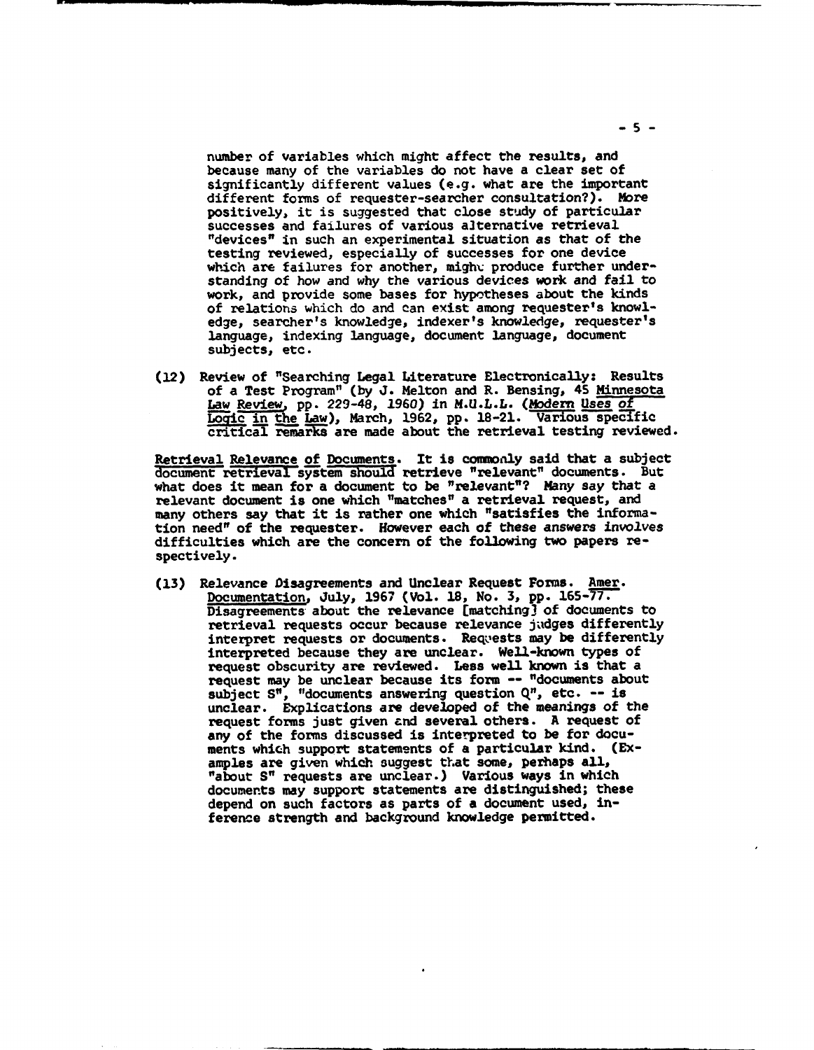number of variables which might affect the results, and because many of the variables do not have a clear set of significantly different values (e.g. what are the important different forms of requester-searcher consultation?). More positively, it is suggested that close study of particular successes and failures of various alternative retrieval "devices" in such an experimental situation as that of the testing reviewed, especially of successes for one device which are failures for another, might produce further understanding of how and why the various devices work and fail to work, and provide some bases for hypotheses about the kinds of relations which do and can exist among requester's knowledge, searcher's knowledge, indexer's knowledge, requester's language, indexing language, document language, document subjects, etc.

(12) Review of "Searching Legal Literature Electronically: Results of a Test Program" (by J. Melton and R. Bensing, 45 Minnesota Law Review, pp. 229-48, 1960) in M.U.L.L. (Modern Uses of Logic in the Law), March, 1962, pp. 18-21. Various specific critical remarks are made about the retrieval testing reviewed.

Retrieval Relevance of Documents. It is commonly said that a subject document retrieval system should retrieve "relevant" documents. But what does it mean for a document to be "relevant"? Many say that a relevant document is one which "matches" a retrieval request, and many others say that it is rather one which "satisfies the information need" of the requester. However each of these answers involves difficulties which are the concern of the following two papers respectively.

(13) Relevance Disagreements and Unclear Request Forms. Amer. Documentation, July, 1967 (Vol. 18, No. 3, pp. 165-77. Disagreements about the relevance [matching] of documents to retrieval requests occur because relevance judges differently interpret requests or documents. Requests may be differently interpreted because they are unclear. Well-known types of request obscurity are reviewed. Less well known is that a request may be unclear because its form -- "documents about subject S", "documents answering question Q", etc. -- is unclear. Explications are developed of the meanings of the request forms just given and several others. A request of any of the forms discussed is interpreted to be for documents which support statements of a particular kind. (Examples are given which suggest that some, perhaps all, "about S" requests are unclear.) Various ways in which documents may support statements are distinguished; these depend on such factors as parts of a document used, inference strength and background knowledge permitted.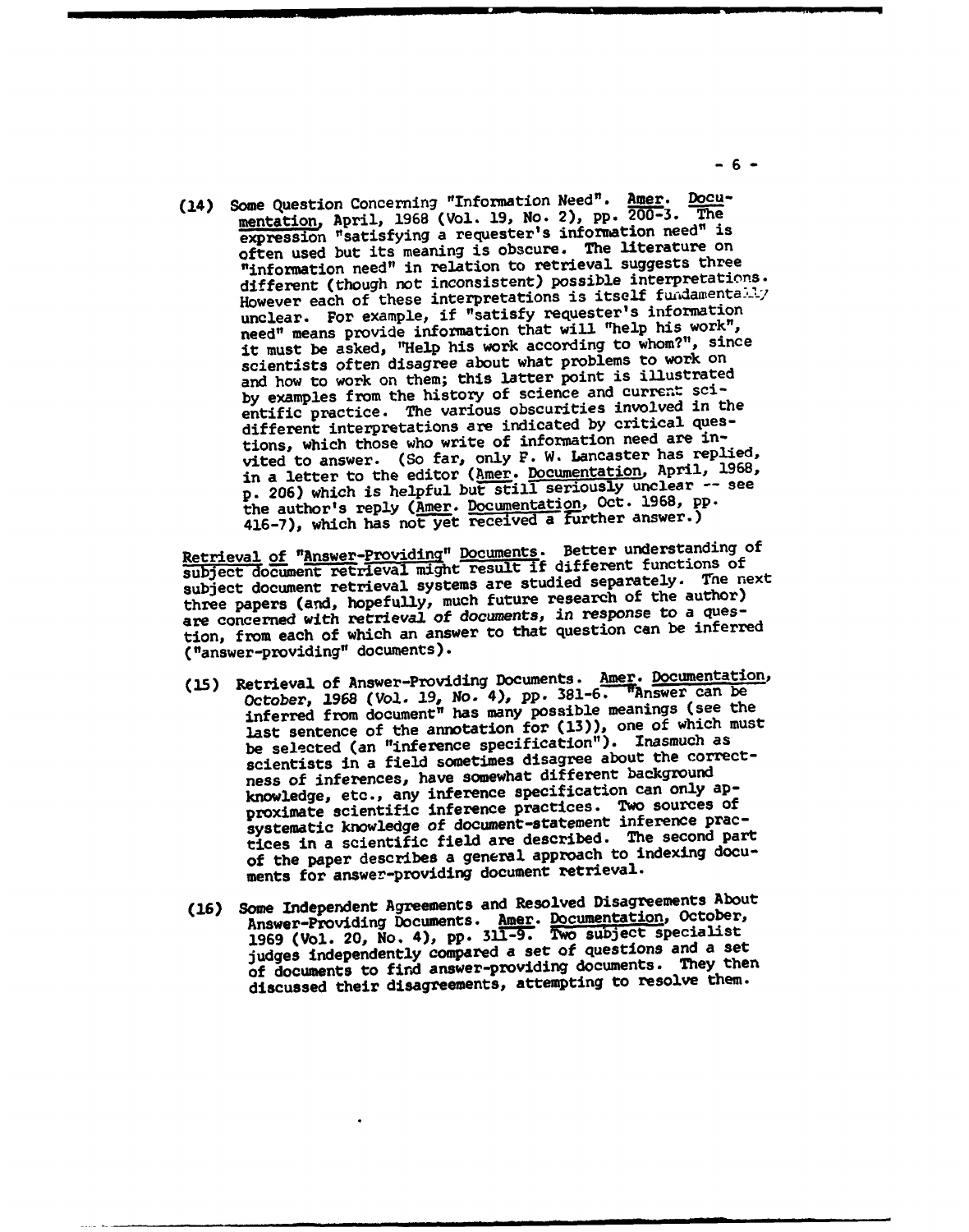(14) Some Question Concerning "Information Need". Amer. Documentation, April, 1968 (Vol. 19, No. 2), pp. 200-3. The expression "satisfying a requester's information need" is often used but its meaning is obscure. The literature on "information need" in relation to retrieval suggests three different (though not inconsistent) possible interpretations. However each of these interpretations is itself fundamentally unclear. For example, if "satisfy requester's information need" means provide information that will "help his work", it must be asked, "Help his work according to whom?", since scientists often disagree about what problems to work on and how to work on them; this latter point is illustrated by examples from the history of science and current scientific practice. The various obscurities involved in the different interpretations are indicated by critical questions, which those who write of information need are invited to answer. (So far, only F. W. Lancaster has replied, in a letter to the editor (Amer. Documentation, April, 1968, p. 206) which is helpful but still seriously unclear -- see the author's reply (Amer. Documentation, Oct. 1968, pp. 416-7), which has not yet received a further answer.)

Retrieval of "Answer-Providing" Documents. Better understanding of subject document retrieval might result if different functions of subject document retrieval systems are studied separately. The next three papers (and, hopefully, much future research of the author) are concerned with retrieval of documents, in response to a question, from each of which an answer to that question can be inferred ("answer-providing" documents).

(15) Retrieval of Answer-Providing Documents. Amer. Documentation, October, 1968 (Vol. 19, No. 4), pp. 381-6. "Answer can be inferred from document" has many possible meanings (see the last sentence of the annotation for (13)), one of which must be selected (an "inference specification"). Inasmuch as scientists in a field sometimes disagree about the correctness of inferences, have somewhat different background knowledge, etc., any inference specification can only approximate scientific inference practices. Two sources of systematic knowledge of document-statement inference practices in a scientific field are described. The second part of the paper describes a general approach to indexing documents for answer-providing document retrieval.

(16) Some Independent Agreements and Resolved Disagreements About Answer-Providing Documents. Amer. Documentation, October, 1969 (Vol. 20, No. 4), pp. 311-9. Two subject specialist judges independently compared a set of questions and a set of documents to find answer-providing documents. They then discussed their disagreements, attempting to resolve them.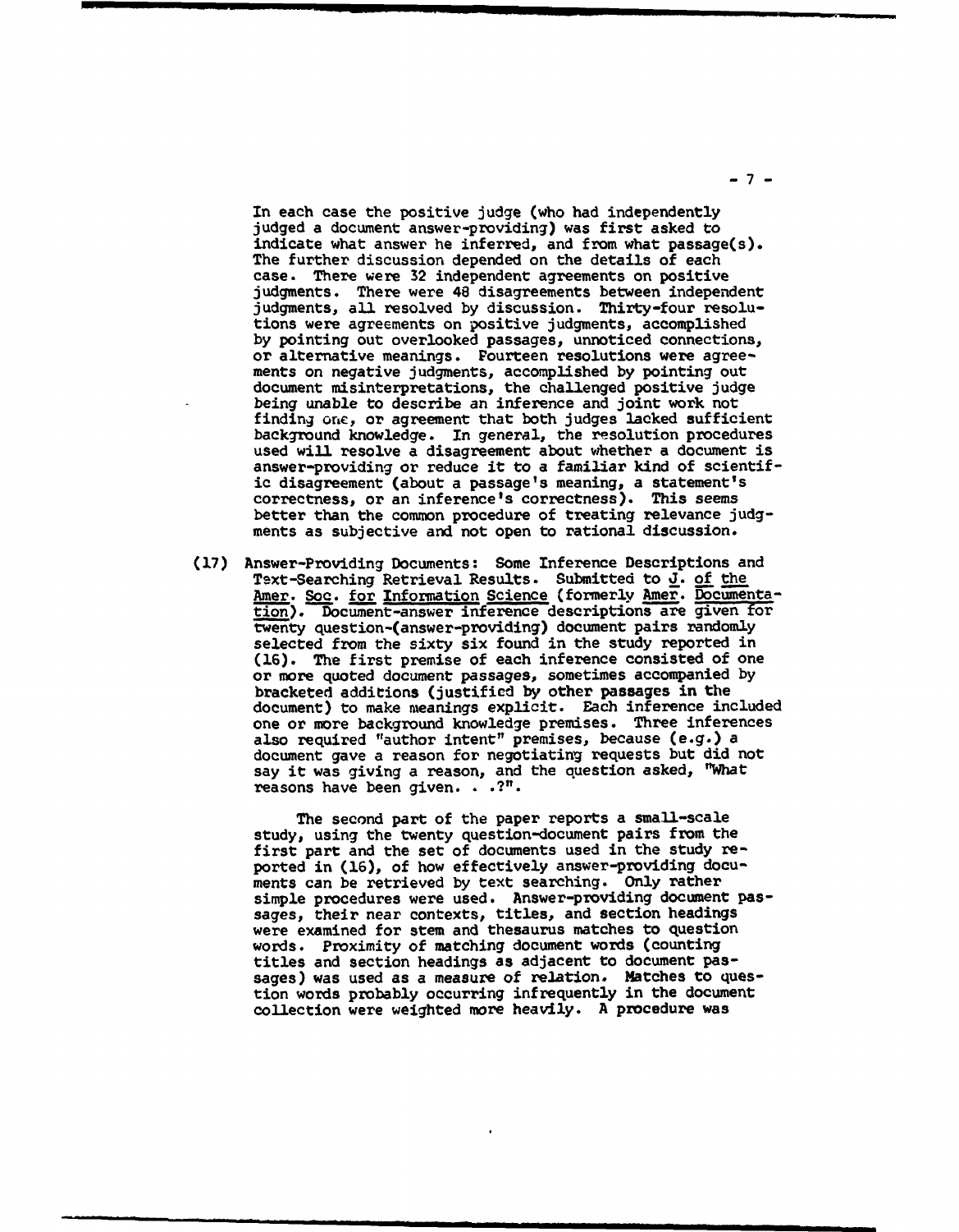In each case the positive judge (who had independently judged a document answer-providing) was first asked to indicate what answer he inferred, and from what passage(s). The further discussion depended on the details of each case. There were 32 independent agreements on positive judgments. There were 48 disagreements between independent judgments, all resolved by discussion. Thirty-four resolutions were agreements on positive judgments, accomplished by pointing out overlooked passages, unnoticed connections, or alternative meanings. Fourteen resolutions were agreements on negative judgments, accomplished by pointing out document misinterpretations, the challenged positive judge being unable to describe an inference and joint work not finding one, or agreement that both judges lacked sufficient background knowledge. In general, the resolution procedures used will resolve a disagreement about whether a document is answer-providing or reduce it to a familiar kind of scientific disagreement (about a passage's meaning, a statement's correctness, or an inference's correctness). This seems better than the common procedure of treating relevance judgments as subjective and not open to rational discussion.

(17) Answer-Providing Documents: Some Inference Descriptions and Text-Searching Retrieval Results. Submitted to J. of the Amer. Soc. for Information Science (formerly Amer. Documentation). Document-answer inference descriptions are given for twenty question-(answer-providing) document pairs randomly selected from the sixty six found in the study reported in (16). The first premise of each inference consisted of one or more quoted document passages, sometimes accompanied by bracketed additions (justified by other passages in the document) to make meanings explicit. Each inference included one or more background knowledge premises. Three inferences also required "author intent" premises, because (e.g.) a document gave a reason for negotiating requests but did not say it was giving a reason, and the question asked, "What reasons have been given. . .?".

The second part of the paper reports a small-scale study, using the twenty question-document pairs from the first part and the set of documents used in the study reported in (16), of how effectively answer-providing documents can be retrieved by text searching. Only rather simple procedures were used. Answer-providing document passages, their near contexts, titles, and section headings were examined for stem and thesaurus matches to question words. Proximity of matching document words (counting titles and section headings as adjacent to document passages) was used as a measure of relation. Matches to question words probably occurring infrequently in the document collection were weighted more heavily. A procedure was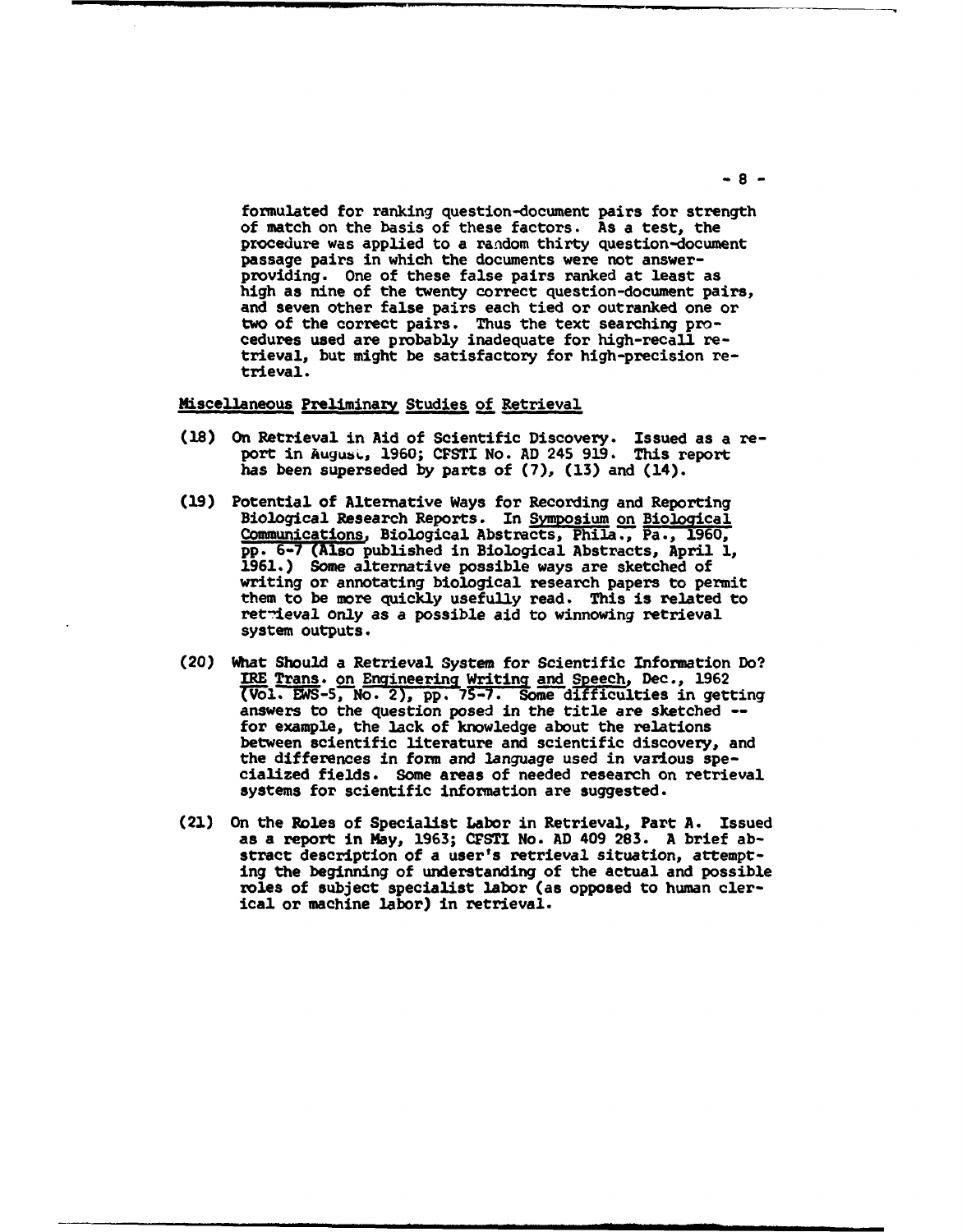formulated for ranking question-document pairs for strength of match on the basis of these factors. As a test, the procedure was applied to a random thirty question-document passage pairs in which the documents were not answer-providing. One of these false pairs ranked at least as high as nine of the twenty correct question-document pairs, and seven other false pairs each tied or outranked one or two of the correct pairs. Thus the text searching procedures used are probably inadequate for high-recall retrieval, but might be satisfactory for high-precision retrieval.

## Miscellaneous Preliminary Studies of Retrieval

(18) On Retrieval in Aid of Scientific Discovery. Issued as a report in August, 1960; CFSTI No. AD 245 919. This report has been superseded by parts of (7), (13) and (14).

(19) Potential of Alternative Ways for Recording and Reporting Biological Research Reports. In Symposium on Biological Communications, Biological Abstracts, Phila., Pa., 1960, pp. 6-7 (Also published in Biological Abstracts, April 1, 1961.) Some alternative possible ways are sketched of writing or annotating biological research papers to permit them to be more quickly usefully read. This is related to retrieval only as a possible aid to winnowing retrieval system outputs.

(20) What Should a Retrieval System for Scientific Information Do? IRE Trans. on Engineering Writing and Speech, Dec., 1962 (Vol. EWS-5, No. 2), pp. 75-7. Some difficulties in getting answers to the question posed in the title are sketched -- for example, the lack of knowledge about the relations between scientific literature and scientific discovery, and the differences in form and language used in various specialized fields. Some areas of needed research on retrieval systems for scientific information are suggested.

(21) On the Roles of Specialist Labor in Retrieval, Part A. Issued as a report in May, 1963; CFSTI No. AD 409 283. A brief abstract description of a user's retrieval situation, attempting the beginning of understanding of the actual and possible roles of subject specialist labor (as opposed to human clerical or machine labor) in retrieval.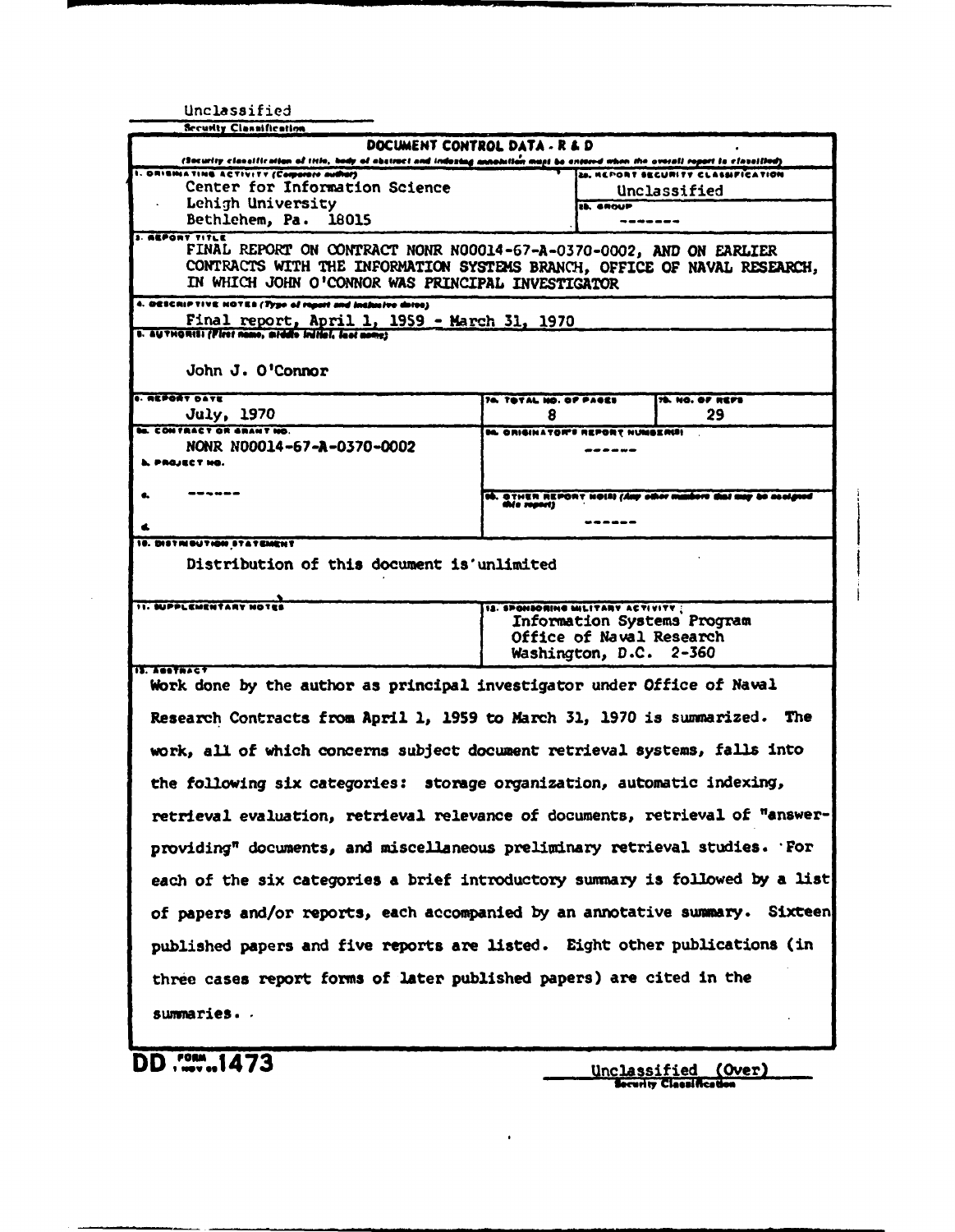Unclassified

Security Classification

**DOCUMENT CONTROL DATA - R & D**

(Security classification of title, body of abstract and indexing annotation must be entered when the overall report is classified)

| 1. ORIGINATING ACTIVITY (Corporate author) | 2a. REPORT SECURITY CLASSIFICATION |
|---|---|
| Center for Information Science<br>Lehigh University<br>Bethlehem, Pa. 18015 | Unclassified |
| | 2b. GROUP<br>------- |

**3. REPORT TITLE**

FINAL REPORT ON CONTRACT NONR N00014-67-A-0370-0002, AND ON EARLIER CONTRACTS WITH THE INFORMATION SYSTEMS BRANCH, OFFICE OF NAVAL RESEARCH, IN WHICH JOHN O'CONNOR WAS PRINCIPAL INVESTIGATOR

**4. DESCRIPTIVE NOTES (Type of report and inclusive dates)**

Final report, April 1, 1959 - March 31, 1970

**5. AUTHOR(S) (First name, middle initial, last name)**

John J. O'Connor

| 6. REPORT DATE | 7a. TOTAL NO. OF PAGES | 7b. NO. OF REFS |
|---|---|---|
| July, 1970 | 8 | 29 |

| 8a. CONTRACT OR GRANT NO. | 9a. ORIGINATOR'S REPORT NUMBER(S) |
|---|---|
| NONR N00014-67-A-0370-0002 | ------ |
| b. PROJECT NO. | |
| c. ------- | 9b. OTHER REPORT NO(S) (Any other numbers that may be assigned this report) |
| d. | ------ |

**10. DISTRIBUTION STATEMENT**

Distribution of this document is unlimited

| 11. SUPPLEMENTARY NOTES | 12. SPONSORING MILITARY ACTIVITY |
|---|---|
| | Information Systems Program<br>Office of Naval Research<br>Washington, D.C. 2-360 |

**13. ABSTRACT**

Work done by the author as principal investigator under Office of Naval Research Contracts from April 1, 1959 to March 31, 1970 is summarized. The work, all of which concerns subject document retrieval systems, falls into the following six categories: storage organization, automatic indexing, retrieval evaluation, retrieval relevance of documents, retrieval of "answer-providing" documents, and miscellaneous preliminary retrieval studies. For each of the six categories a brief introductory summary is followed by a list of papers and/or reports, each accompanied by an annotative summary. Sixteen published papers and five reports are listed. Eight other publications (in three cases report forms of later published papers) are cited in the summaries.

DD FORM 1473

Unclassified (Over)

Security Classification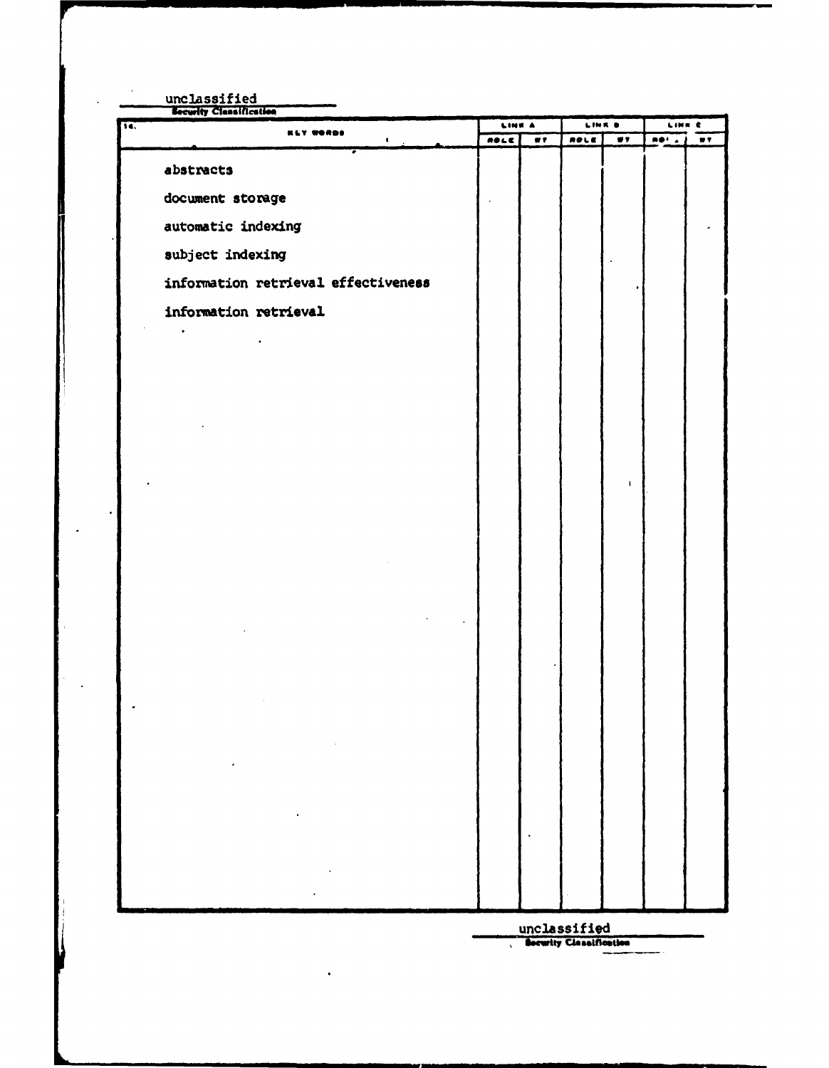unclassified

Security Classification

| 14. KEY WORDS | LINK A | | LINK B | | LINK C | |
|---|---|---|---|---|---|---|
| | ROLE | WT | ROLE | WT | ROLE | WT |
| abstracts | | | | | | |
| document storage | | | | | | |
| automatic indexing | | | | | | |
| subject indexing | | | | | | |
| information retrieval effectiveness | | | | | | |
| information retrieval | | | | | | |

unclassified

Security Classification